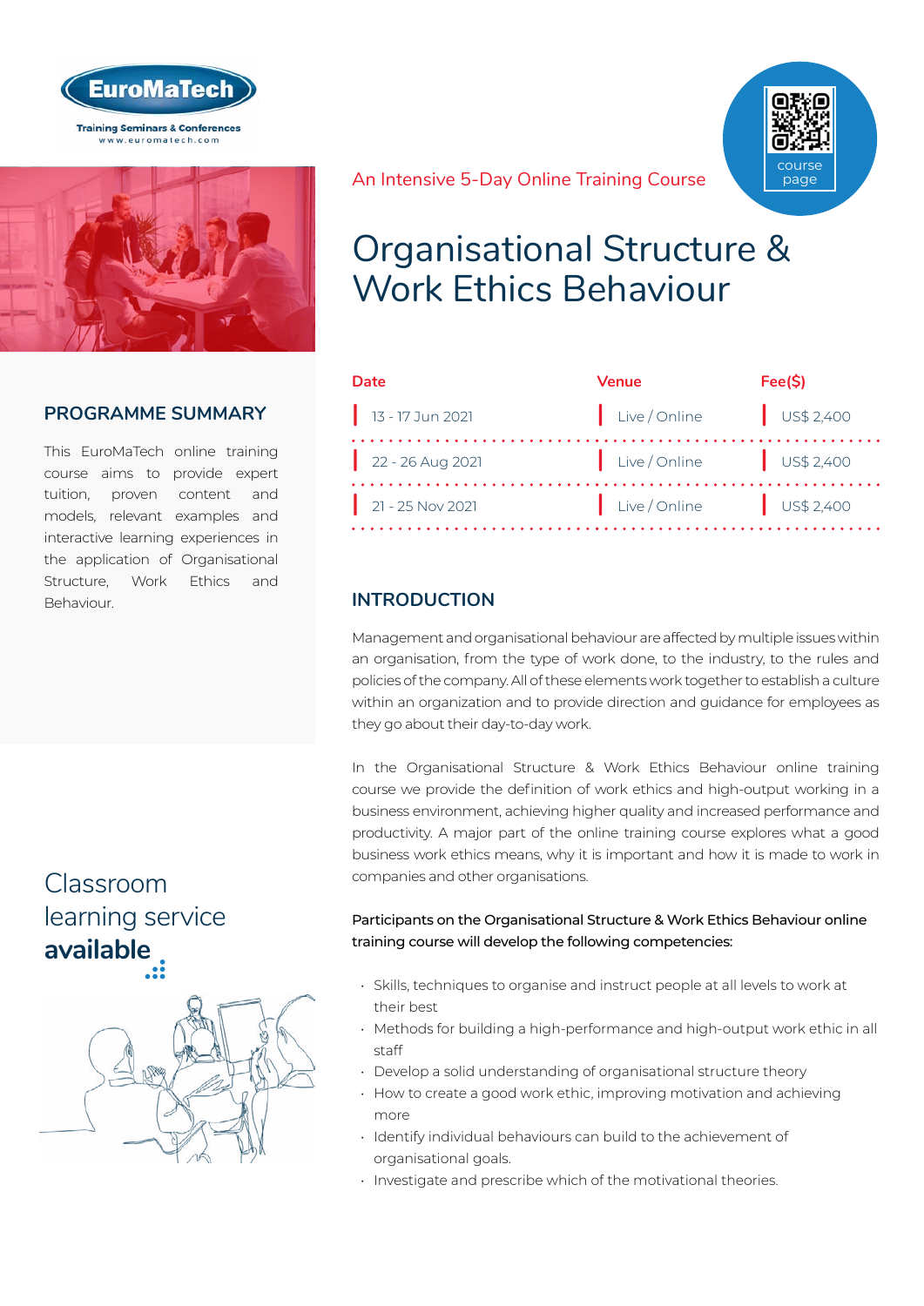EuroMaTech

Training Seminars & Conferences
www.euromatech.com

An Intensive 5-Day Online Training Course

course page

# Organisational Structure & Work Ethics Behaviour

| Date | Venue | Fee($) |
|---|---|---|
| 13 - 17 Jun 2021 | Live / Online | US$ 2,400 |
| 22 - 26 Aug 2021 | Live / Online | US$ 2,400 |
| 21 - 25 Nov 2021 | Live / Online | US$ 2,400 |

## PROGRAMME SUMMARY

This EuroMaTech online training course aims to provide expert tuition, proven content and models, relevant examples and interactive learning experiences in the application of Organisational Structure, Work Ethics and Behaviour.

Classroom learning service **available**

## INTRODUCTION

Management and organisational behaviour are affected by multiple issues within an organisation, from the type of work done, to the industry, to the rules and policies of the company. All of these elements work together to establish a culture within an organization and to provide direction and guidance for employees as they go about their day-to-day work.

In the Organisational Structure & Work Ethics Behaviour online training course we provide the definition of work ethics and high-output working in a business environment, achieving higher quality and increased performance and productivity. A major part of the online training course explores what a good business work ethics means, why it is important and how it is made to work in companies and other organisations.

Participants on the Organisational Structure & Work Ethics Behaviour online training course will develop the following competencies:

- Skills, techniques to organise and instruct people at all levels to work at their best
- Methods for building a high-performance and high-output work ethic in all staff
- Develop a solid understanding of organisational structure theory
- How to create a good work ethic, improving motivation and achieving more
- Identify individual behaviours can build to the achievement of organisational goals.
- Investigate and prescribe which of the motivational theories.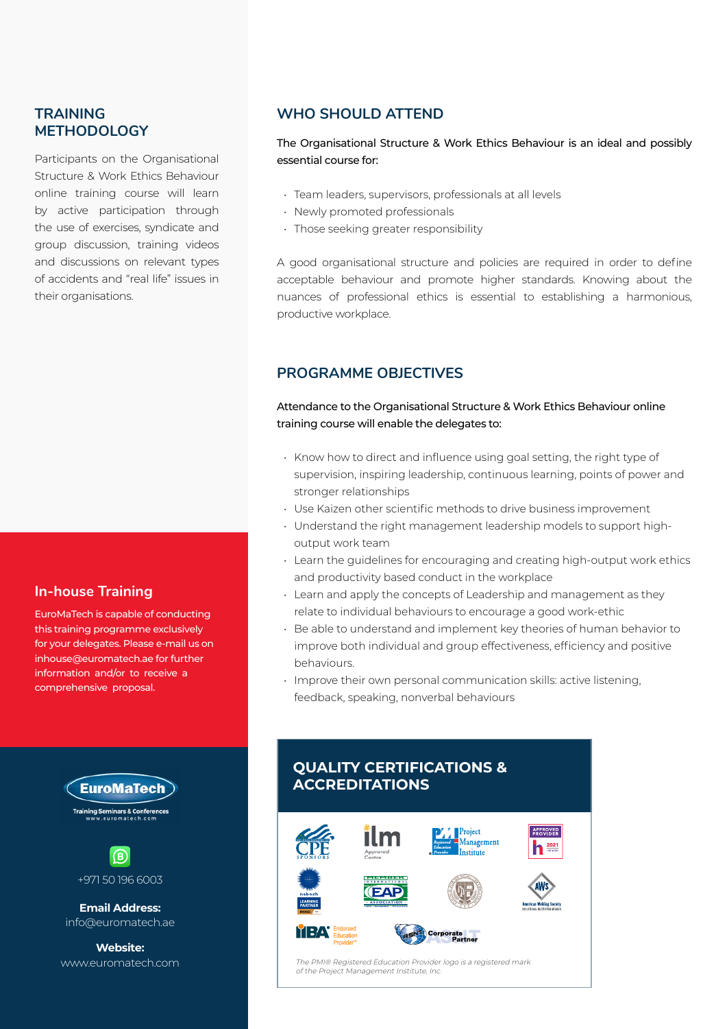## TRAINING METHODOLOGY

Participants on the Organisational Structure & Work Ethics Behaviour online training course will learn by active participation through the use of exercises, syndicate and group discussion, training videos and discussions on relevant types of accidents and "real life" issues in their organisations.

## In-house Training

EuroMaTech is capable of conducting this training programme exclusively for your delegates. Please e-mail us on inhouse@euromatech.ae for further information and/or to receive a comprehensive proposal.

EuroMaTech
Training Seminars & Conferences
www.euromatech.com

+971 50 196 6003

**Email Address:**
info@euromatech.ae

**Website:**
www.euromatech.com

## WHO SHOULD ATTEND

The Organisational Structure & Work Ethics Behaviour is an ideal and possibly essential course for:

- Team leaders, supervisors, professionals at all levels
- Newly promoted professionals
- Those seeking greater responsibility

A good organisational structure and policies are required in order to define acceptable behaviour and promote higher standards. Knowing about the nuances of professional ethics is essential to establishing a harmonious, productive workplace.

## PROGRAMME OBJECTIVES

Attendance to the Organisational Structure & Work Ethics Behaviour online training course will enable the delegates to:

- Know how to direct and influence using goal setting, the right type of supervision, inspiring leadership, continuous learning, points of power and stronger relationships
- Use Kaizen other scientific methods to drive business improvement
- Understand the right management leadership models to support high-output work team
- Learn the guidelines for encouraging and creating high-output work ethics and productivity based conduct in the workplace
- Learn and apply the concepts of Leadership and management as they relate to individual behaviours to encourage a good work-ethic
- Be able to understand and implement key theories of human behavior to improve both individual and group effectiveness, efficiency and positive behaviours.
- Improve their own personal communication skills: active listening, feedback, speaking, nonverbal behaviours

## QUALITY CERTIFICATIONS & ACCREDITATIONS

*The PMI® Registered Education Provider logo is a registered mark of the Project Management Institute, Inc.*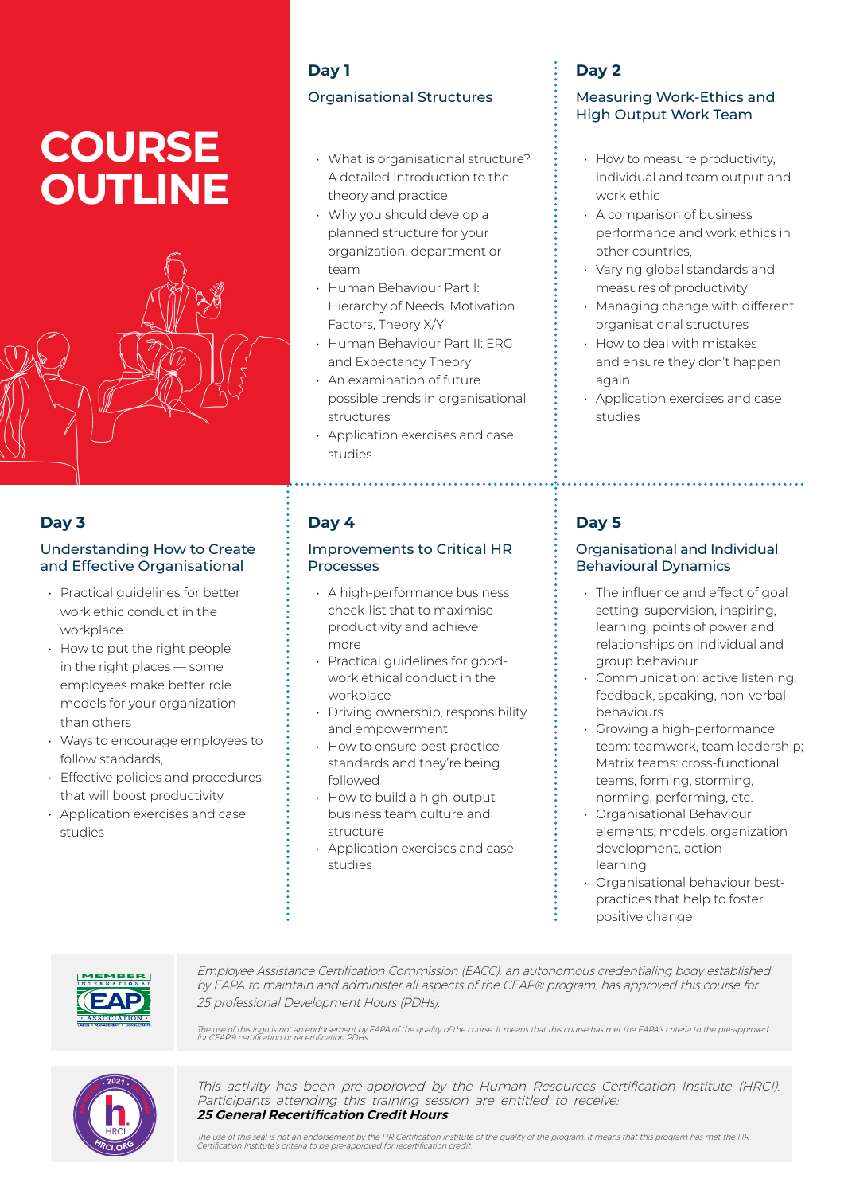# COURSE OUTLINE

## Day 1

### Organisational Structures

- What is organisational structure? A detailed introduction to the theory and practice
- Why you should develop a planned structure for your organization, department or team
- Human Behaviour Part I: Hierarchy of Needs, Motivation Factors, Theory X/Y
- Human Behaviour Part II: ERG and Expectancy Theory
- An examination of future possible trends in organisational structures
- Application exercises and case studies

## Day 2

### Measuring Work-Ethics and High Output Work Team

- How to measure productivity, individual and team output and work ethic
- A comparison of business performance and work ethics in other countries,
- Varying global standards and measures of productivity
- Managing change with different organisational structures
- How to deal with mistakes and ensure they don't happen again
- Application exercises and case studies

## Day 3

### Understanding How to Create and Effective Organisational

- Practical guidelines for better work ethic conduct in the workplace
- How to put the right people in the right places — some employees make better role models for your organization than others
- Ways to encourage employees to follow standards,
- Effective policies and procedures that will boost productivity
- Application exercises and case studies

## Day 4

### Improvements to Critical HR Processes

- A high-performance business check-list that to maximise productivity and achieve more
- Practical guidelines for good-work ethical conduct in the workplace
- Driving ownership, responsibility and empowerment
- How to ensure best practice standards and they're being followed
- How to build a high-output business team culture and structure
- Application exercises and case studies

## Day 5

### Organisational and Individual Behavioural Dynamics

- The influence and effect of goal setting, supervision, inspiring, learning, points of power and relationships on individual and group behaviour
- Communication: active listening, feedback, speaking, non-verbal behaviours
- Growing a high-performance team: teamwork, team leadership; Matrix teams: cross-functional teams, forming, storming, norming, performing, etc.
- Organisational Behaviour: elements, models, organization development, action learning
- Organisational behaviour best-practices that help to foster positive change

*Employee Assistance Certification Commission (EACC), an autonomous credentialing body established by EAPA to maintain and administer all aspects of the CEAP® program, has approved this course for 25 professional Development Hours (PDHs).*

*The use of this logo is not an endorsement by EAPA of the quality of the course. It means that this course has met the EAPA's criteria to the pre-approved for CEAP® certification or recertification PDHs.*

*This activity has been pre-approved by the Human Resources Certification Institute (HRCI). Participants attending this training session are entitled to receive:*
***25 General Recertification Credit Hours***

*The use of this seal is not an endorsement by the HR Certification Institute of the quality of the program. It means that this program has met the HR Certification Institute's criteria to be pre-approved for recertification credit.*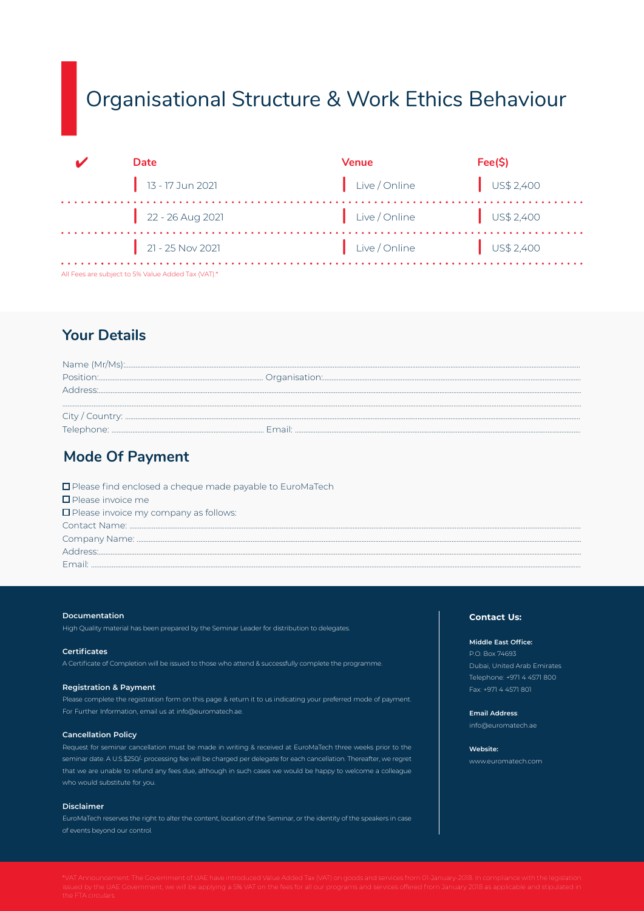# Organisational Structure & Work Ethics Behaviour

| ✔ | Date | Venue | Fee($) |
|---|---|---|---|
| | 13 - 17 Jun 2021 | Live / Online | US$ 2,400 |
| | 22 - 26 Aug 2021 | Live / Online | US$ 2,400 |
| | 21 - 25 Nov 2021 | Live / Online | US$ 2,400 |

All Fees are subject to 5% Value Added Tax (VAT).*

## Your Details

Name (Mr/Ms):

Position: Organisation:

Address:

City / Country:

Telephone: Email:

## Mode Of Payment

- ☐ Please find enclosed a cheque made payable to EuroMaTech
- ☐ Please invoice me
- ☐ Please invoice my company as follows:

Contact Name:

Company Name:

Address:

Email:

**Documentation**

High Quality material has been prepared by the Seminar Leader for distribution to delegates.

**Certificates**

A Certificate of Completion will be issued to those who attend & successfully complete the programme.

**Registration & Payment**

Please complete the registration form on this page & return it to us indicating your preferred mode of payment. For Further Information, email us at info@euromatech.ae.

**Cancellation Policy**

Request for seminar cancellation must be made in writing & received at EuroMaTech three weeks prior to the seminar date. A U.S.$250/- processing fee will be charged per delegate for each cancellation. Thereafter, we regret that we are unable to refund any fees due, although in such cases we would be happy to welcome a colleague who would substitute for you.

**Disclaimer**

EuroMaTech reserves the right to alter the content, location of the Seminar, or the identity of the speakers in case of events beyond our control.

**Contact Us:**

**Middle East Office:**
P.O. Box 74693
Dubai, United Arab Emirates
Telephone: +971 4 4571 800
Fax: +971 4 4571 801

**Email Address**
info@euromatech.ae

**Website:**
www.euromatech.com

*VAT Announcement: The Government of UAE have introduced Value Added Tax (VAT) on goods and services from 01-January-2018. In compliance with the legislation issued by the UAE Government, we will be applying a 5% VAT on the fees for all our programs and services offered from January 2018 as applicable and stipulated in the FTA circulars.